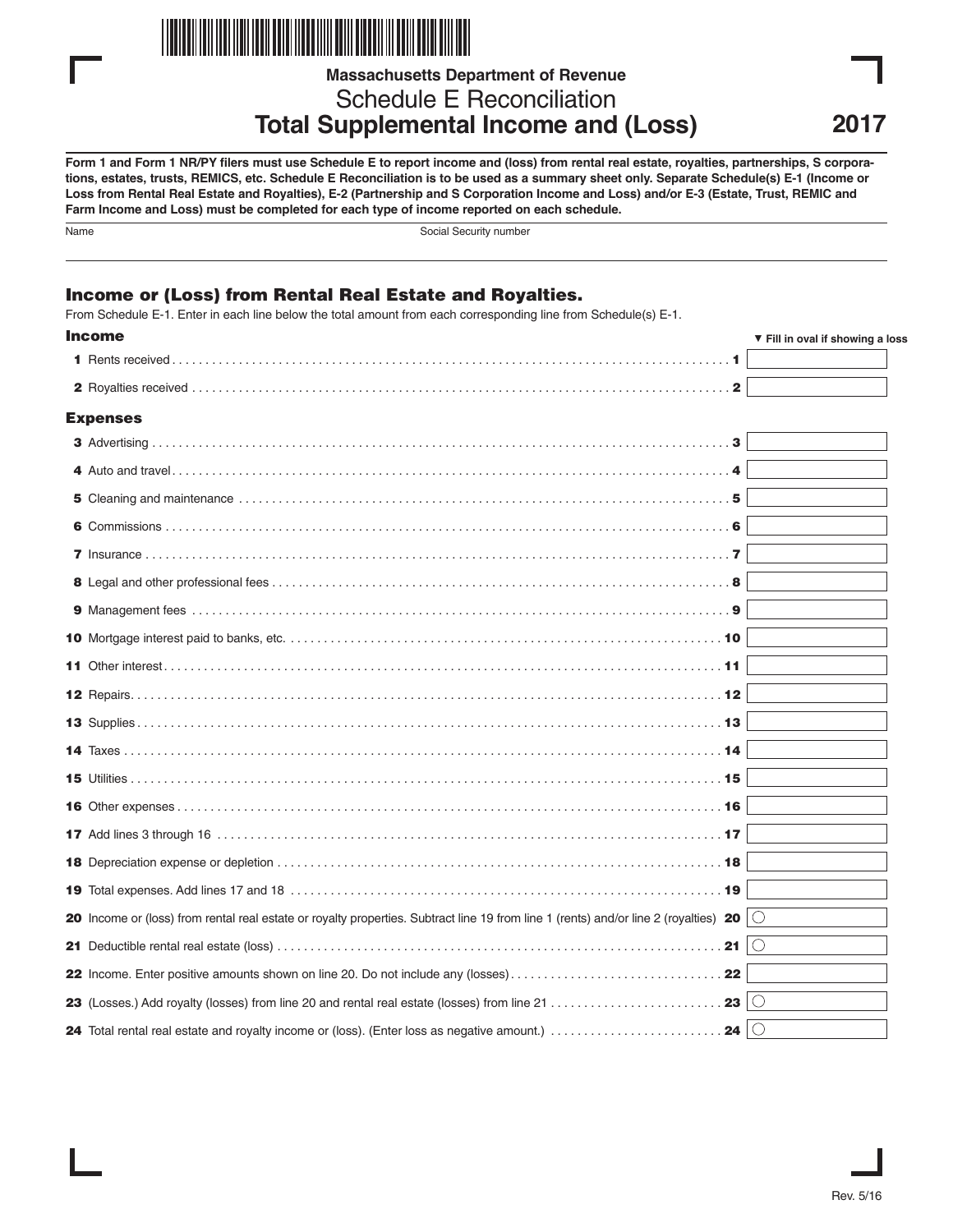Massachusetts Department of Revenue

# Schedule E Reconciliation
## Total Supplemental Income and (Loss)

2017

**Form 1 and Form 1 NR/PY filers must use Schedule E to report income and (loss) from rental real estate, royalties, partnerships, S corporations, estates, trusts, REMICS, etc. Schedule E Reconciliation is to be used as a summary sheet only. Separate Schedule(s) E-1 (Income or Loss from Rental Real Estate and Royalties), E-2 (Partnership and S Corporation Income and Loss) and/or E-3 (Estate, Trust, REMIC and Farm Income and Loss) must be completed for each type of income reported on each schedule.**

Name | Social Security number

### Income or (Loss) from Rental Real Estate and Royalties.

From Schedule E-1. Enter in each line below the total amount from each corresponding line from Schedule(s) E-1.

#### Income

▼ Fill in oval if showing a loss

**1** Rents received . . . . . . . . . . 1

**2** Royalties received . . . . . . . . . . 2

#### Expenses

**3** Advertising . . . . . . . . . . 3

**4** Auto and travel . . . . . . . . . . 4

**5** Cleaning and maintenance . . . . . . . . . . 5

**6** Commissions . . . . . . . . . . 6

**7** Insurance . . . . . . . . . . 7

**8** Legal and other professional fees . . . . . . . . . . 8

**9** Management fees . . . . . . . . . . 9

**10** Mortgage interest paid to banks, etc. . . . . . . . . . . 10

**11** Other interest . . . . . . . . . . 11

**12** Repairs . . . . . . . . . . 12

**13** Supplies . . . . . . . . . . 13

**14** Taxes . . . . . . . . . . 14

**15** Utilities . . . . . . . . . . 15

**16** Other expenses . . . . . . . . . . 16

**17** Add lines 3 through 16 . . . . . . . . . . 17

**18** Depreciation expense or depletion . . . . . . . . . . 18

**19** Total expenses. Add lines 17 and 18 . . . . . . . . . . 19

**20** Income or (loss) from rental real estate or royalty properties. Subtract line 19 from line 1 (rents) and/or line 2 (royalties) **20** ○

**21** Deductible rental real estate (loss) . . . . . . . . . . 21 ○

**22** Income. Enter positive amounts shown on line 20. Do not include any (losses) . . . . . . . . . . 22

**23** (Losses.) Add royalty (losses) from line 20 and rental real estate (losses) from line 21 . . . . . . . . . . 23 ○

**24** Total rental real estate and royalty income or (loss). (Enter loss as negative amount.) . . . . . . . . . . 24 ○

Rev. 5/16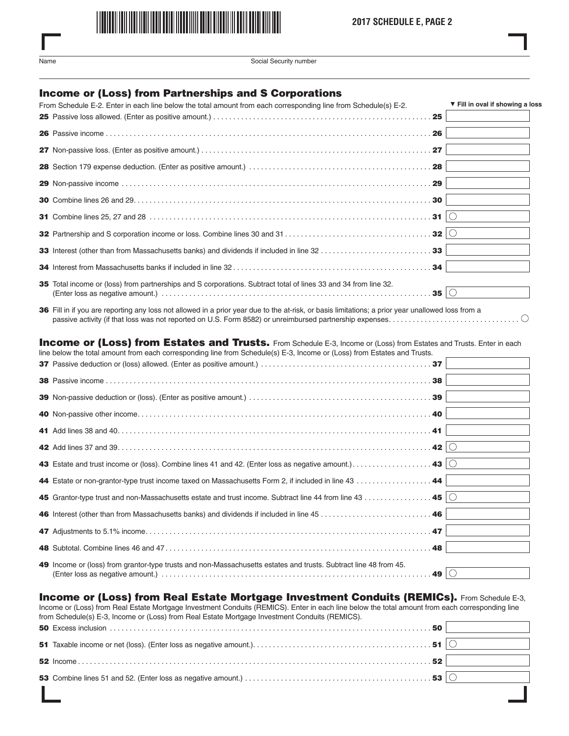**2017 SCHEDULE E, PAGE 2**

Name | Social Security number

## Income or (Loss) from Partnerships and S Corporations

From Schedule E-2. Enter in each line below the total amount from each corresponding line from Schedule(s) E-2.

▼ Fill in oval if showing a loss

| Line | Description | Amount |
|---|---|---|
| 25 | Passive loss allowed. (Enter as positive amount.) | |
| 26 | Passive income | |
| 27 | Non-passive loss. (Enter as positive amount.) | |
| 28 | Section 179 expense deduction. (Enter as positive amount.) | |
| 29 | Non-passive income | |
| 30 | Combine lines 26 and 29 | |
| 31 | Combine lines 25, 27 and 28 | ○ |
| 32 | Partnership and S corporation income or loss. Combine lines 30 and 31 | ○ |
| 33 | Interest (other than from Massachusetts banks) and dividends if included in line 32 | |
| 34 | Interest from Massachusetts banks if included in line 32 | |
| 35 | Total income or (loss) from partnerships and S corporations. Subtract total of lines 33 and 34 from line 32. (Enter loss as negative amount.) | ○ |

**36** Fill in if you are reporting any loss not allowed in a prior year due to the at-risk, or basis limitations; a prior year unallowed loss from a passive activity (if that loss was not reported on U.S. Form 8582) or unreimbursed partnership expenses ○

## Income or (Loss) from Estates and Trusts.

From Schedule E-3, Income or (Loss) from Estates and Trusts. Enter in each line below the total amount from each corresponding line from Schedule(s) E-3, Income or (Loss) from Estates and Trusts.

| Line | Description | Amount |
|---|---|---|
| 37 | Passive deduction or (loss) allowed. (Enter as positive amount.) | |
| 38 | Passive income | |
| 39 | Non-passive deduction or (loss). (Enter as positive amount.) | |
| 40 | Non-passive other income | |
| 41 | Add lines 38 and 40 | |
| 42 | Add lines 37 and 39 | ○ |
| 43 | Estate and trust income or (loss). Combine lines 41 and 42. (Enter loss as negative amount.) | ○ |
| 44 | Estate or non-grantor-type trust income taxed on Massachusetts Form 2, if included in line 43 | |
| 45 | Grantor-type trust and non-Massachusetts estate and trust income. Subtract line 44 from line 43 | ○ |
| 46 | Interest (other than from Massachusetts banks) and dividends if included in line 45 | |
| 47 | Adjustments to 5.1% income | |
| 48 | Subtotal. Combine lines 46 and 47 | |
| 49 | Income or (loss) from grantor-type trusts and non-Massachusetts estates and trusts. Subtract line 48 from 45. (Enter loss as negative amount.) | ○ |

## Income or (Loss) from Real Estate Mortgage Investment Conduits (REMICs).

From Schedule E-3, Income or (Loss) from Real Estate Mortgage Investment Conduits (REMICS). Enter in each line below the total amount from each corresponding line from Schedule(s) E-3, Income or (Loss) from Real Estate Mortgage Investment Conduits (REMICS).

| Line | Description | Amount |
|---|---|---|
| 50 | Excess inclusion | |
| 51 | Taxable income or net (loss). (Enter loss as negative amount.) | ○ |
| 52 | Income | |
| 53 | Combine lines 51 and 52. (Enter loss as negative amount.) | ○ |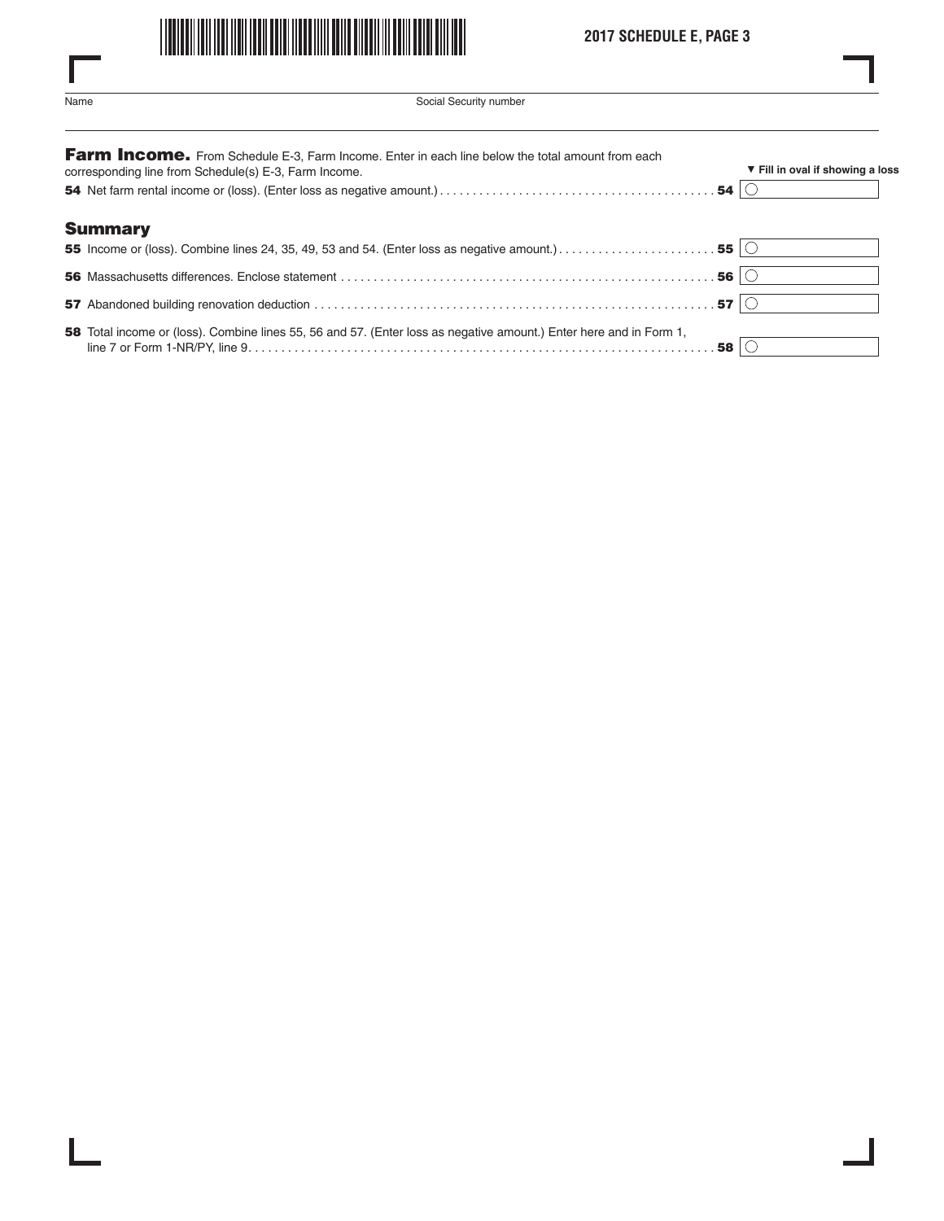**2017 SCHEDULE E, PAGE 3**

Name | Social Security number

## Farm Income.

From Schedule E-3, Farm Income. Enter in each line below the total amount from each corresponding line from Schedule(s) E-3, Farm Income.

▼ Fill in oval if showing a loss

**54** Net farm rental income or (loss). (Enter loss as negative amount.) . . . . . . . . . . **54** ○

## Summary

**55** Income or (loss). Combine lines 24, 35, 49, 53 and 54. (Enter loss as negative amount.) . . . . . . . . **55** ○

**56** Massachusetts differences. Enclose statement . . . . . . . . . . **56** ○

**57** Abandoned building renovation deduction . . . . . . . . . . **57** ○

**58** Total income or (loss). Combine lines 55, 56 and 57. (Enter loss as negative amount.) Enter here and in Form 1, line 7 or Form 1-NR/PY, line 9. . . . . . . . . . **58** ○